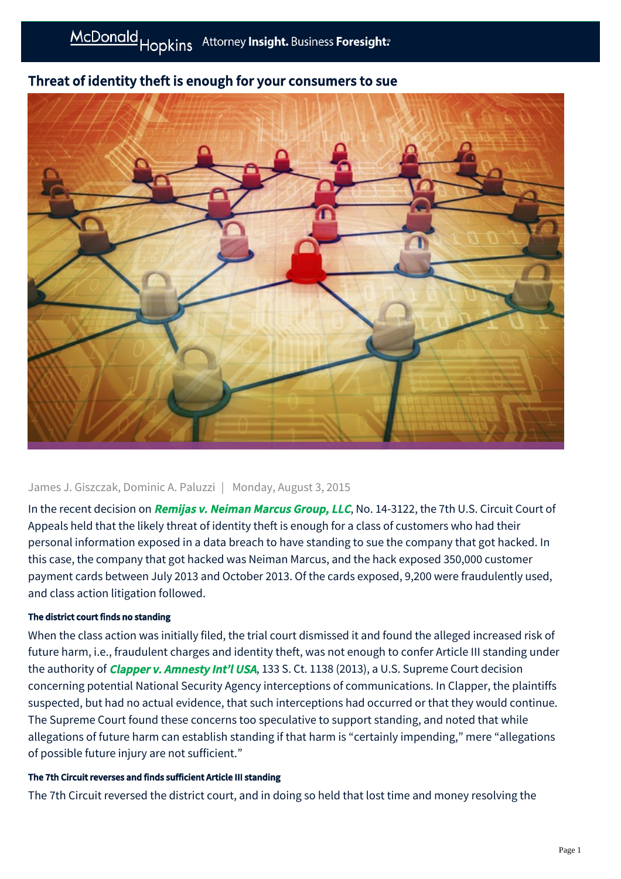# Threat of identity theft is enough for your consumers to sue

James J. Giszczak, Dominic A. Paluzzi | Monday, August 3, 2015

In the recent decision on ***Remijas v. Neiman Marcus Group, LLC***, No. 14-3122, the 7th U.S. Circuit Court of Appeals held that the likely threat of identity theft is enough for a class of customers who had their personal information exposed in a data breach to have standing to sue the company that got hacked. In this case, the company that got hacked was Neiman Marcus, and the hack exposed 350,000 customer payment cards between July 2013 and October 2013. Of the cards exposed, 9,200 were fraudulently used, and class action litigation followed.

#### The district court finds no standing

When the class action was initially filed, the trial court dismissed it and found the alleged increased risk of future harm, i.e., fraudulent charges and identity theft, was not enough to confer Article III standing under the authority of ***Clapper v. Amnesty Int'l USA***, 133 S. Ct. 1138 (2013), a U.S. Supreme Court decision concerning potential National Security Agency interceptions of communications. In Clapper, the plaintiffs suspected, but had no actual evidence, that such interceptions had occurred or that they would continue. The Supreme Court found these concerns too speculative to support standing, and noted that while allegations of future harm can establish standing if that harm is "certainly impending," mere "allegations of possible future injury are not sufficient."

#### The 7th Circuit reverses and finds sufficient Article III standing

The 7th Circuit reversed the district court, and in doing so held that lost time and money resolving the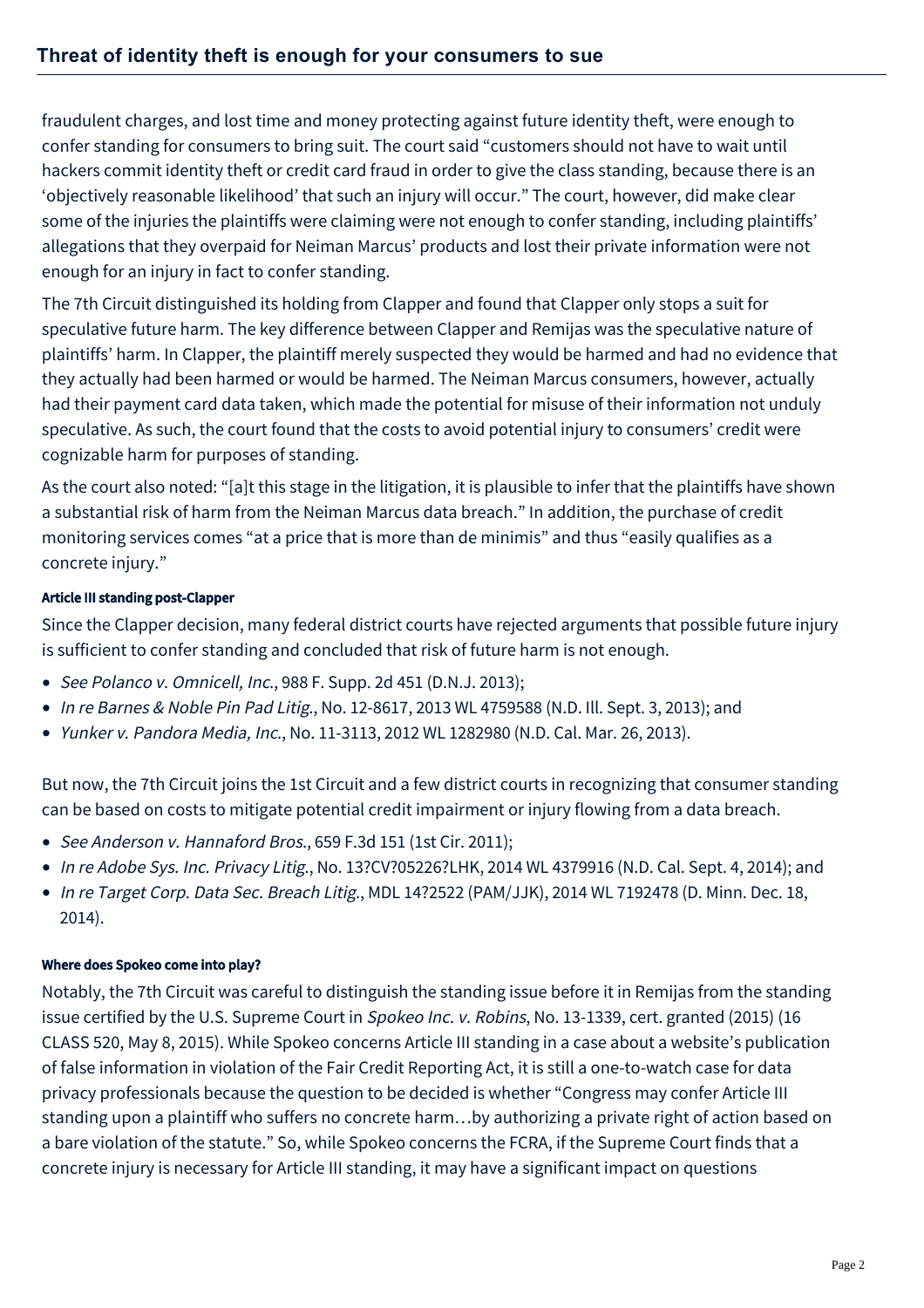fraudulent charges, and lost time and money protecting against future identity theft, were enough to confer standing for consumers to bring suit. The court said "customers should not have to wait until hackers commit identity theft or credit card fraud in order to give the class standing, because there is an 'objectively reasonable likelihood' that such an injury will occur." The court, however, did make clear some of the injuries the plaintiffs were claiming were not enough to confer standing, including plaintiffs' allegations that they overpaid for Neiman Marcus' products and lost their private information were not enough for an injury in fact to confer standing.

The 7th Circuit distinguished its holding from Clapper and found that Clapper only stops a suit for speculative future harm. The key difference between Clapper and Remijas was the speculative nature of plaintiffs' harm. In Clapper, the plaintiff merely suspected they would be harmed and had no evidence that they actually had been harmed or would be harmed. The Neiman Marcus consumers, however, actually had their payment card data taken, which made the potential for misuse of their information not unduly speculative. As such, the court found that the costs to avoid potential injury to consumers' credit were cognizable harm for purposes of standing.

As the court also noted: "[a]t this stage in the litigation, it is plausible to infer that the plaintiffs have shown a substantial risk of harm from the Neiman Marcus data breach." In addition, the purchase of credit monitoring services comes "at a price that is more than de minimis" and thus "easily qualifies as a concrete injury."

#### Article III standing post-Clapper

Since the Clapper decision, many federal district courts have rejected arguments that possible future injury is sufficient to confer standing and concluded that risk of future harm is not enough.

- *See Polanco v. Omnicell, Inc.*, 988 F. Supp. 2d 451 (D.N.J. 2013);
- *In re Barnes & Noble Pin Pad Litig.*, No. 12-8617, 2013 WL 4759588 (N.D. Ill. Sept. 3, 2013); and
- *Yunker v. Pandora Media, Inc.*, No. 11-3113, 2012 WL 1282980 (N.D. Cal. Mar. 26, 2013).

But now, the 7th Circuit joins the 1st Circuit and a few district courts in recognizing that consumer standing can be based on costs to mitigate potential credit impairment or injury flowing from a data breach.

- *See Anderson v. Hannaford Bros.*, 659 F.3d 151 (1st Cir. 2011);
- *In re Adobe Sys. Inc. Privacy Litig.*, No. 13?CV?05226?LHK, 2014 WL 4379916 (N.D. Cal. Sept. 4, 2014); and
- *In re Target Corp. Data Sec. Breach Litig.*, MDL 14?2522 (PAM/JJK), 2014 WL 7192478 (D. Minn. Dec. 18, 2014).

#### Where does Spokeo come into play?

Notably, the 7th Circuit was careful to distinguish the standing issue before it in Remijas from the standing issue certified by the U.S. Supreme Court in *Spokeo Inc. v. Robins*, No. 13-1339, cert. granted (2015) (16 CLASS 520, May 8, 2015). While Spokeo concerns Article III standing in a case about a website's publication of false information in violation of the Fair Credit Reporting Act, it is still a one-to-watch case for data privacy professionals because the question to be decided is whether "Congress may confer Article III standing upon a plaintiff who suffers no concrete harm…by authorizing a private right of action based on a bare violation of the statute." So, while Spokeo concerns the FCRA, if the Supreme Court finds that a concrete injury is necessary for Article III standing, it may have a significant impact on questions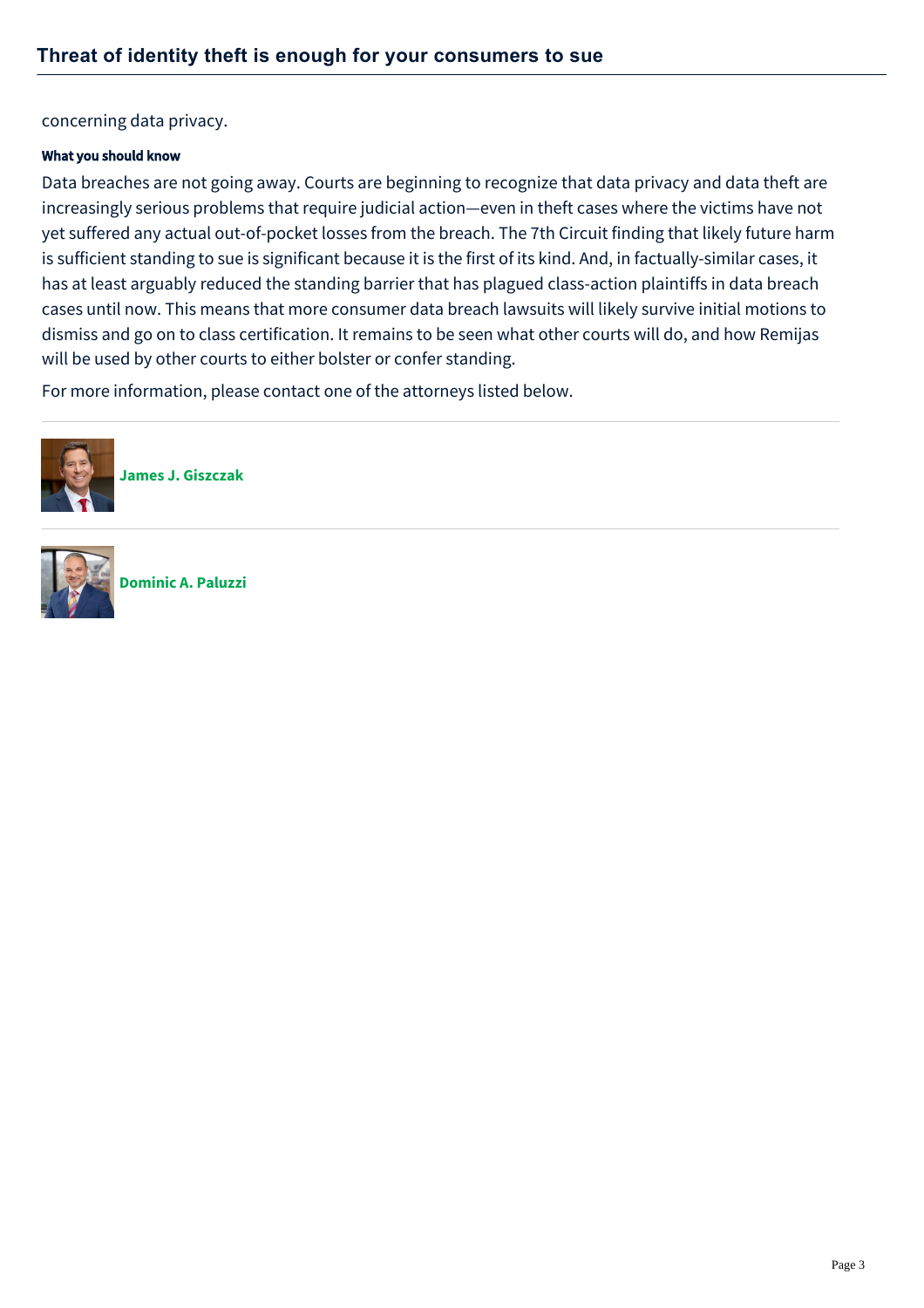concerning data privacy.

#### What you should know

Data breaches are not going away. Courts are beginning to recognize that data privacy and data theft are increasingly serious problems that require judicial action—even in theft cases where the victims have not yet suffered any actual out-of-pocket losses from the breach. The 7th Circuit finding that likely future harm is sufficient standing to sue is significant because it is the first of its kind. And, in factually-similar cases, it has at least arguably reduced the standing barrier that has plagued class-action plaintiffs in data breach cases until now. This means that more consumer data breach lawsuits will likely survive initial motions to dismiss and go on to class certification. It remains to be seen what other courts will do, and how Remijas will be used by other courts to either bolster or confer standing.

For more information, please contact one of the attorneys listed below.

**James J. Giszczak**

**Dominic A. Paluzzi**